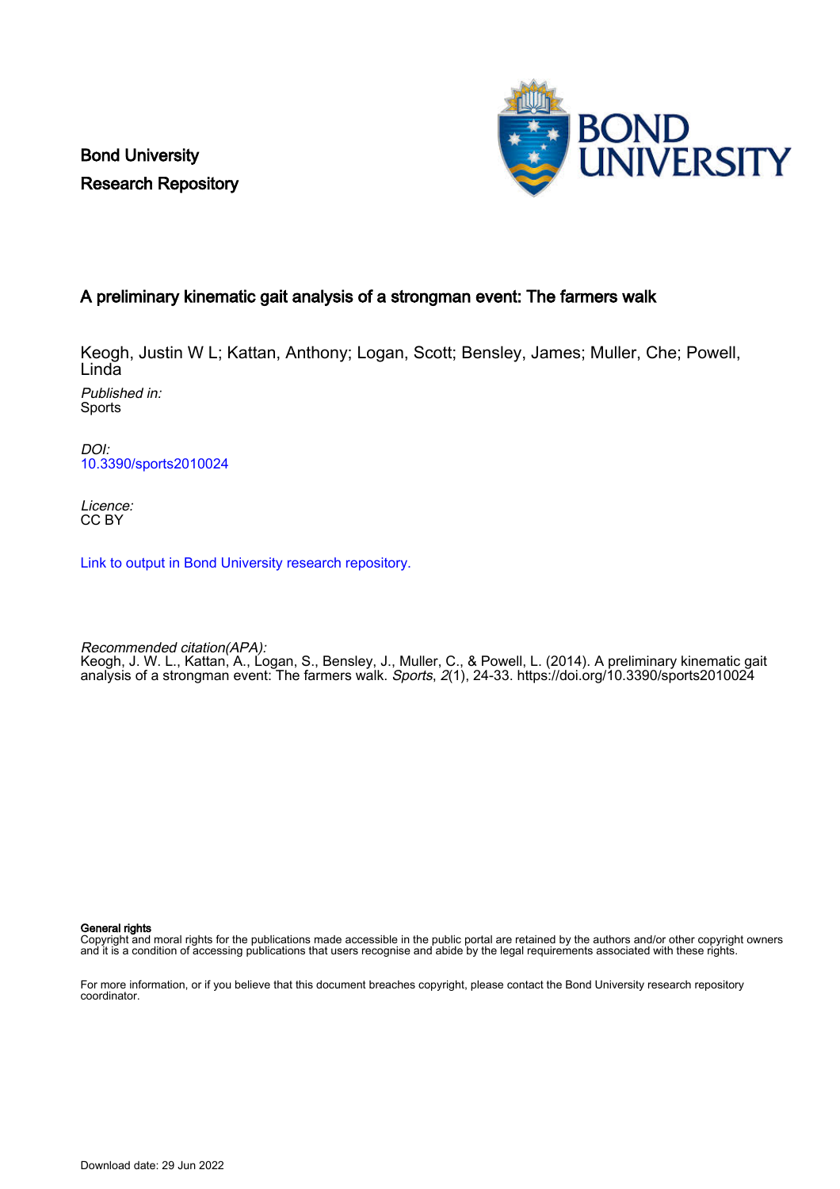Bond University
Research Repository

## A preliminary kinematic gait analysis of a strongman event: The farmers walk

Keogh, Justin W L; Kattan, Anthony; Logan, Scott; Bensley, James; Muller, Che; Powell, Linda

*Published in:*
Sports

*DOI:*
10.3390/sports2010024

*Licence:*
CC BY

Link to output in Bond University research repository.

*Recommended citation(APA):*
Keogh, J. W. L., Kattan, A., Logan, S., Bensley, J., Muller, C., & Powell, L. (2014). A preliminary kinematic gait analysis of a strongman event: The farmers walk. *Sports*, *2*(1), 24-33. https://doi.org/10.3390/sports2010024

**General rights**
Copyright and moral rights for the publications made accessible in the public portal are retained by the authors and/or other copyright owners and it is a condition of accessing publications that users recognise and abide by the legal requirements associated with these rights.

For more information, or if you believe that this document breaches copyright, please contact the Bond University research repository coordinator.

Download date: 29 Jun 2022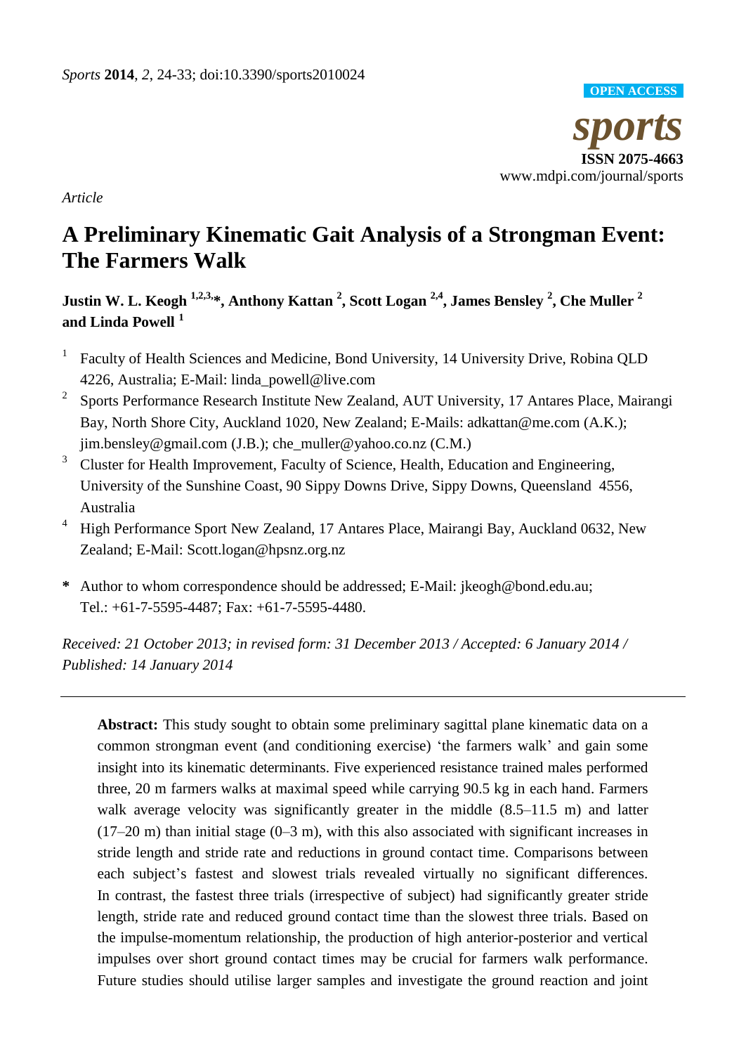*Article*

# A Preliminary Kinematic Gait Analysis of a Strongman Event: The Farmers Walk

**Justin W. L. Keogh [1,2,3,*], Anthony Kattan [2], Scott Logan [2,4], James Bensley [2], Che Muller [2] and Linda Powell [1]**

[1] Faculty of Health Sciences and Medicine, Bond University, 14 University Drive, Robina QLD 4226, Australia; E-Mail: linda_powell@live.com

[2] Sports Performance Research Institute New Zealand, AUT University, 17 Antares Place, Mairangi Bay, North Shore City, Auckland 1020, New Zealand; E-Mails: adkattan@me.com (A.K.); jim.bensley@gmail.com (J.B.); che_muller@yahoo.co.nz (C.M.)

[3] Cluster for Health Improvement, Faculty of Science, Health, Education and Engineering, University of the Sunshine Coast, 90 Sippy Downs Drive, Sippy Downs, Queensland 4556, Australia

[4] High Performance Sport New Zealand, 17 Antares Place, Mairangi Bay, Auckland 0632, New Zealand; E-Mail: Scott.logan@hpsnz.org.nz

**\*** Author to whom correspondence should be addressed; E-Mail: jkeogh@bond.edu.au; Tel.: +61-7-5595-4487; Fax: +61-7-5595-4480.

*Received: 21 October 2013; in revised form: 31 December 2013 / Accepted: 6 January 2014 / Published: 14 January 2014*

---

**Abstract:** This study sought to obtain some preliminary sagittal plane kinematic data on a common strongman event (and conditioning exercise) 'the farmers walk' and gain some insight into its kinematic determinants. Five experienced resistance trained males performed three, 20 m farmers walks at maximal speed while carrying 90.5 kg in each hand. Farmers walk average velocity was significantly greater in the middle (8.5–11.5 m) and latter (17–20 m) than initial stage (0–3 m), with this also associated with significant increases in stride length and stride rate and reductions in ground contact time. Comparisons between each subject's fastest and slowest trials revealed virtually no significant differences. In contrast, the fastest three trials (irrespective of subject) had significantly greater stride length, stride rate and reduced ground contact time than the slowest three trials. Based on the impulse-momentum relationship, the production of high anterior-posterior and vertical impulses over short ground contact times may be crucial for farmers walk performance. Future studies should utilise larger samples and investigate the ground reaction and joint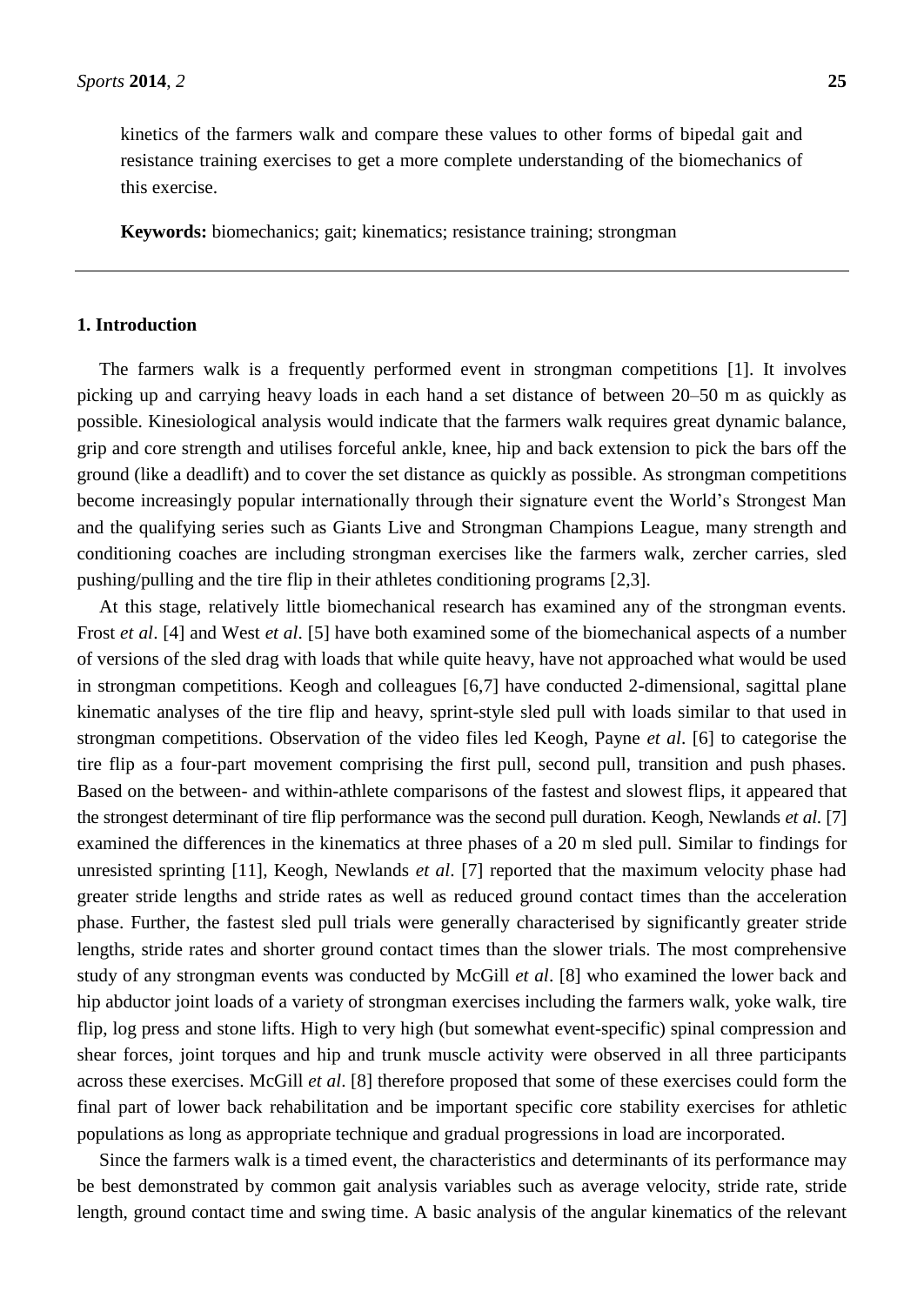kinetics of the farmers walk and compare these values to other forms of bipedal gait and resistance training exercises to get a more complete understanding of the biomechanics of this exercise.

**Keywords:** biomechanics; gait; kinematics; resistance training; strongman

## 1. Introduction

The farmers walk is a frequently performed event in strongman competitions [1]. It involves picking up and carrying heavy loads in each hand a set distance of between 20–50 m as quickly as possible. Kinesiological analysis would indicate that the farmers walk requires great dynamic balance, grip and core strength and utilises forceful ankle, knee, hip and back extension to pick the bars off the ground (like a deadlift) and to cover the set distance as quickly as possible. As strongman competitions become increasingly popular internationally through their signature event the World's Strongest Man and the qualifying series such as Giants Live and Strongman Champions League, many strength and conditioning coaches are including strongman exercises like the farmers walk, zercher carries, sled pushing/pulling and the tire flip in their athletes conditioning programs [2,3].

At this stage, relatively little biomechanical research has examined any of the strongman events. Frost *et al*. [4] and West *et al*. [5] have both examined some of the biomechanical aspects of a number of versions of the sled drag with loads that while quite heavy, have not approached what would be used in strongman competitions. Keogh and colleagues [6,7] have conducted 2-dimensional, sagittal plane kinematic analyses of the tire flip and heavy, sprint-style sled pull with loads similar to that used in strongman competitions. Observation of the video files led Keogh, Payne *et al*. [6] to categorise the tire flip as a four-part movement comprising the first pull, second pull, transition and push phases. Based on the between- and within-athlete comparisons of the fastest and slowest flips, it appeared that the strongest determinant of tire flip performance was the second pull duration. Keogh, Newlands *et al*. [7] examined the differences in the kinematics at three phases of a 20 m sled pull. Similar to findings for unresisted sprinting [11], Keogh, Newlands *et al*. [7] reported that the maximum velocity phase had greater stride lengths and stride rates as well as reduced ground contact times than the acceleration phase. Further, the fastest sled pull trials were generally characterised by significantly greater stride lengths, stride rates and shorter ground contact times than the slower trials. The most comprehensive study of any strongman events was conducted by McGill *et al*. [8] who examined the lower back and hip abductor joint loads of a variety of strongman exercises including the farmers walk, yoke walk, tire flip, log press and stone lifts. High to very high (but somewhat event-specific) spinal compression and shear forces, joint torques and hip and trunk muscle activity were observed in all three participants across these exercises. McGill *et al*. [8] therefore proposed that some of these exercises could form the final part of lower back rehabilitation and be important specific core stability exercises for athletic populations as long as appropriate technique and gradual progressions in load are incorporated.

Since the farmers walk is a timed event, the characteristics and determinants of its performance may be best demonstrated by common gait analysis variables such as average velocity, stride rate, stride length, ground contact time and swing time. A basic analysis of the angular kinematics of the relevant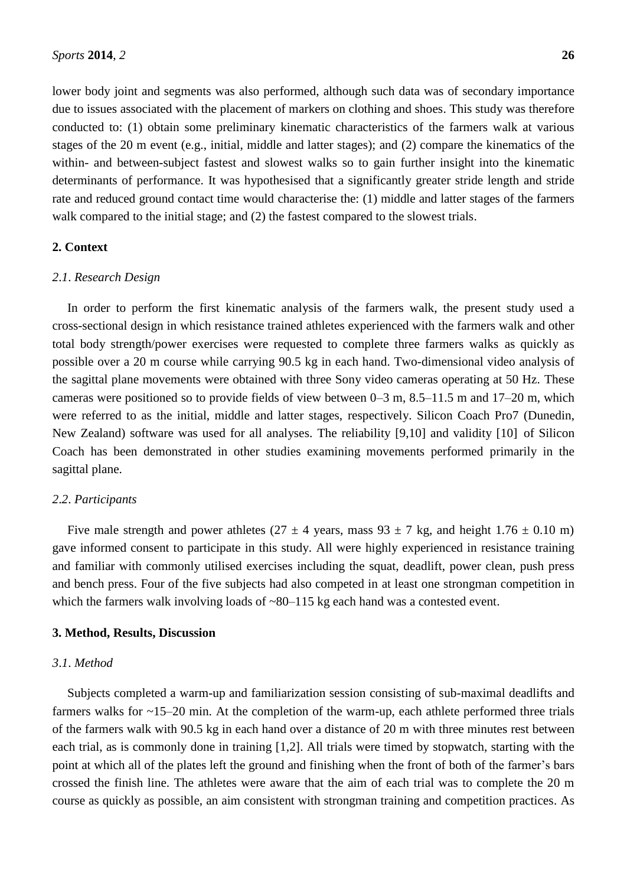lower body joint and segments was also performed, although such data was of secondary importance due to issues associated with the placement of markers on clothing and shoes. This study was therefore conducted to: (1) obtain some preliminary kinematic characteristics of the farmers walk at various stages of the 20 m event (e.g., initial, middle and latter stages); and (2) compare the kinematics of the within- and between-subject fastest and slowest walks so to gain further insight into the kinematic determinants of performance. It was hypothesised that a significantly greater stride length and stride rate and reduced ground contact time would characterise the: (1) middle and latter stages of the farmers walk compared to the initial stage; and (2) the fastest compared to the slowest trials.

## 2. Context

### 2.1. Research Design

In order to perform the first kinematic analysis of the farmers walk, the present study used a cross-sectional design in which resistance trained athletes experienced with the farmers walk and other total body strength/power exercises were requested to complete three farmers walks as quickly as possible over a 20 m course while carrying 90.5 kg in each hand. Two-dimensional video analysis of the sagittal plane movements were obtained with three Sony video cameras operating at 50 Hz. These cameras were positioned so to provide fields of view between 0–3 m, 8.5–11.5 m and 17–20 m, which were referred to as the initial, middle and latter stages, respectively. Silicon Coach Pro7 (Dunedin, New Zealand) software was used for all analyses. The reliability [9,10] and validity [10] of Silicon Coach has been demonstrated in other studies examining movements performed primarily in the sagittal plane.

### 2.2. Participants

Five male strength and power athletes (27 ± 4 years, mass 93 ± 7 kg, and height 1.76 ± 0.10 m) gave informed consent to participate in this study. All were highly experienced in resistance training and familiar with commonly utilised exercises including the squat, deadlift, power clean, push press and bench press. Four of the five subjects had also competed in at least one strongman competition in which the farmers walk involving loads of ~80–115 kg each hand was a contested event.

## 3. Method, Results, Discussion

### 3.1. Method

Subjects completed a warm-up and familiarization session consisting of sub-maximal deadlifts and farmers walks for ~15–20 min. At the completion of the warm-up, each athlete performed three trials of the farmers walk with 90.5 kg in each hand over a distance of 20 m with three minutes rest between each trial, as is commonly done in training [1,2]. All trials were timed by stopwatch, starting with the point at which all of the plates left the ground and finishing when the front of both of the farmer's bars crossed the finish line. The athletes were aware that the aim of each trial was to complete the 20 m course as quickly as possible, an aim consistent with strongman training and competition practices. As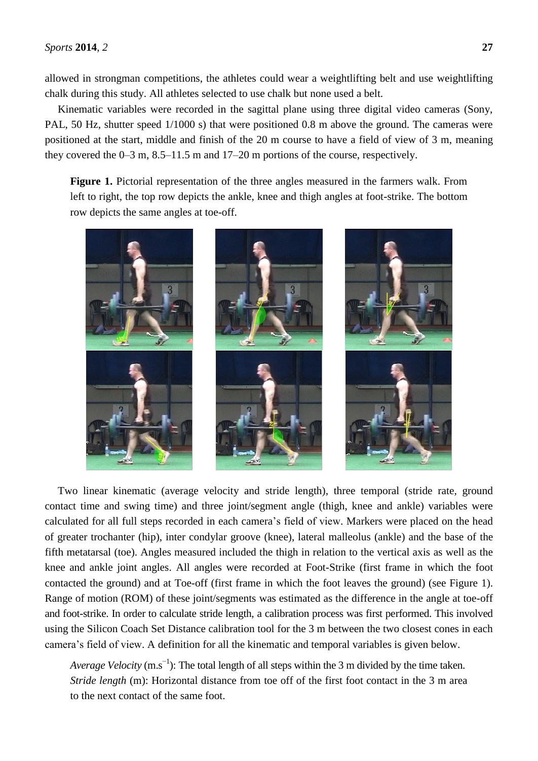allowed in strongman competitions, the athletes could wear a weightlifting belt and use weightlifting chalk during this study. All athletes selected to use chalk but none used a belt.

Kinematic variables were recorded in the sagittal plane using three digital video cameras (Sony, PAL, 50 Hz, shutter speed 1/1000 s) that were positioned 0.8 m above the ground. The cameras were positioned at the start, middle and finish of the 20 m course to have a field of view of 3 m, meaning they covered the 0–3 m, 8.5–11.5 m and 17–20 m portions of the course, respectively.

**Figure 1.** Pictorial representation of the three angles measured in the farmers walk. From left to right, the top row depicts the ankle, knee and thigh angles at foot-strike. The bottom row depicts the same angles at toe-off.

Two linear kinematic (average velocity and stride length), three temporal (stride rate, ground contact time and swing time) and three joint/segment angle (thigh, knee and ankle) variables were calculated for all full steps recorded in each camera's field of view. Markers were placed on the head of greater trochanter (hip), inter condylar groove (knee), lateral malleolus (ankle) and the base of the fifth metatarsal (toe). Angles measured included the thigh in relation to the vertical axis as well as the knee and ankle joint angles. All angles were recorded at Foot-Strike (first frame in which the foot contacted the ground) and at Toe-off (first frame in which the foot leaves the ground) (see Figure 1). Range of motion (ROM) of these joint/segments was estimated as the difference in the angle at toe-off and foot-strike. In order to calculate stride length, a calibration process was first performed. This involved using the Silicon Coach Set Distance calibration tool for the 3 m between the two closest cones in each camera's field of view. A definition for all the kinematic and temporal variables is given below.

*Average Velocity* ($m.s^{-1}$): The total length of all steps within the 3 m divided by the time taken.
*Stride length* (m): Horizontal distance from toe off of the first foot contact in the 3 m area to the next contact of the same foot.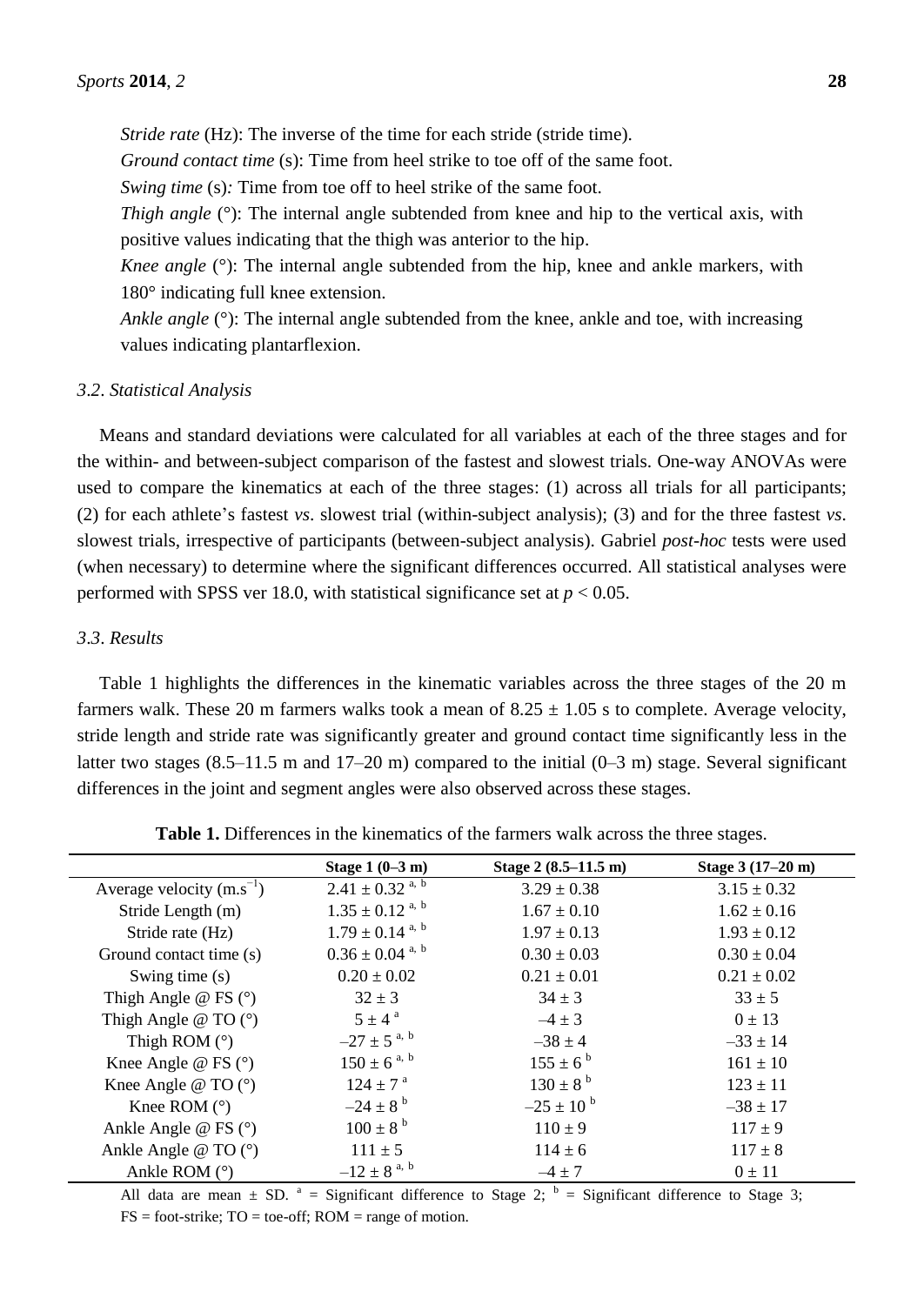*Stride rate* (Hz): The inverse of the time for each stride (stride time).

*Ground contact time* (s): Time from heel strike to toe off of the same foot.

*Swing time* (s)*:* Time from toe off to heel strike of the same foot.

*Thigh angle* (°): The internal angle subtended from knee and hip to the vertical axis, with positive values indicating that the thigh was anterior to the hip.

*Knee angle* (°): The internal angle subtended from the hip, knee and ankle markers, with 180° indicating full knee extension.

*Ankle angle* (°): The internal angle subtended from the knee, ankle and toe, with increasing values indicating plantarflexion.

### *3.2. Statistical Analysis*

Means and standard deviations were calculated for all variables at each of the three stages and for the within- and between-subject comparison of the fastest and slowest trials. One-way ANOVAs were used to compare the kinematics at each of the three stages: (1) across all trials for all participants; (2) for each athlete's fastest *vs.* slowest trial (within-subject analysis); (3) and for the three fastest *vs.* slowest trials, irrespective of participants (between-subject analysis). Gabriel *post-hoc* tests were used (when necessary) to determine where the significant differences occurred. All statistical analyses were performed with SPSS ver 18.0, with statistical significance set at $p < 0.05$.

### *3.3. Results*

Table 1 highlights the differences in the kinematic variables across the three stages of the 20 m farmers walk. These 20 m farmers walks took a mean of 8.25 ± 1.05 s to complete. Average velocity, stride length and stride rate was significantly greater and ground contact time significantly less in the latter two stages (8.5–11.5 m and 17–20 m) compared to the initial (0–3 m) stage. Several significant differences in the joint and segment angles were also observed across these stages.

**Table 1.** Differences in the kinematics of the farmers walk across the three stages.

| | **Stage 1 (0–3 m)** | **Stage 2 (8.5–11.5 m)** | **Stage 3 (17–20 m)** |
|---|---|---|---|
| Average velocity ($m.s^{-1}$) | 2.41 ± 0.32 [a, b] | 3.29 ± 0.38 | 3.15 ± 0.32 |
| Stride Length (m) | 1.35 ± 0.12 [a, b] | 1.67 ± 0.10 | 1.62 ± 0.16 |
| Stride rate (Hz) | 1.79 ± 0.14 [a, b] | 1.97 ± 0.13 | 1.93 ± 0.12 |
| Ground contact time (s) | 0.36 ± 0.04 [a, b] | 0.30 ± 0.03 | 0.30 ± 0.04 |
| Swing time (s) | 0.20 ± 0.02 | 0.21 ± 0.01 | 0.21 ± 0.02 |
| Thigh Angle @ FS (°) | 32 ± 3 | 34 ± 3 | 33 ± 5 |
| Thigh Angle @ TO (°) | 5 ± 4 [a] | –4 ± 3 | 0 ± 13 |
| Thigh ROM (°) | –27 ± 5 [a, b] | –38 ± 4 | –33 ± 14 |
| Knee Angle @ FS (°) | 150 ± 6 [a, b] | 155 ± 6 [b] | 161 ± 10 |
| Knee Angle @ TO (°) | 124 ± 7 [a] | 130 ± 8 [b] | 123 ± 11 |
| Knee ROM (°) | –24 ± 8 [b] | –25 ± 10 [b] | –38 ± 17 |
| Ankle Angle @ FS (°) | 100 ± 8 [b] | 110 ± 9 | 117 ± 9 |
| Ankle Angle @ TO (°) | 111 ± 5 | 114 ± 6 | 117 ± 8 |
| Ankle ROM (°) | –12 ± 8 [a, b] | –4 ± 7 | 0 ± 11 |

All data are mean ± SD. [a] = Significant difference to Stage 2; [b] = Significant difference to Stage 3; FS = foot-strike; TO = toe-off; ROM = range of motion.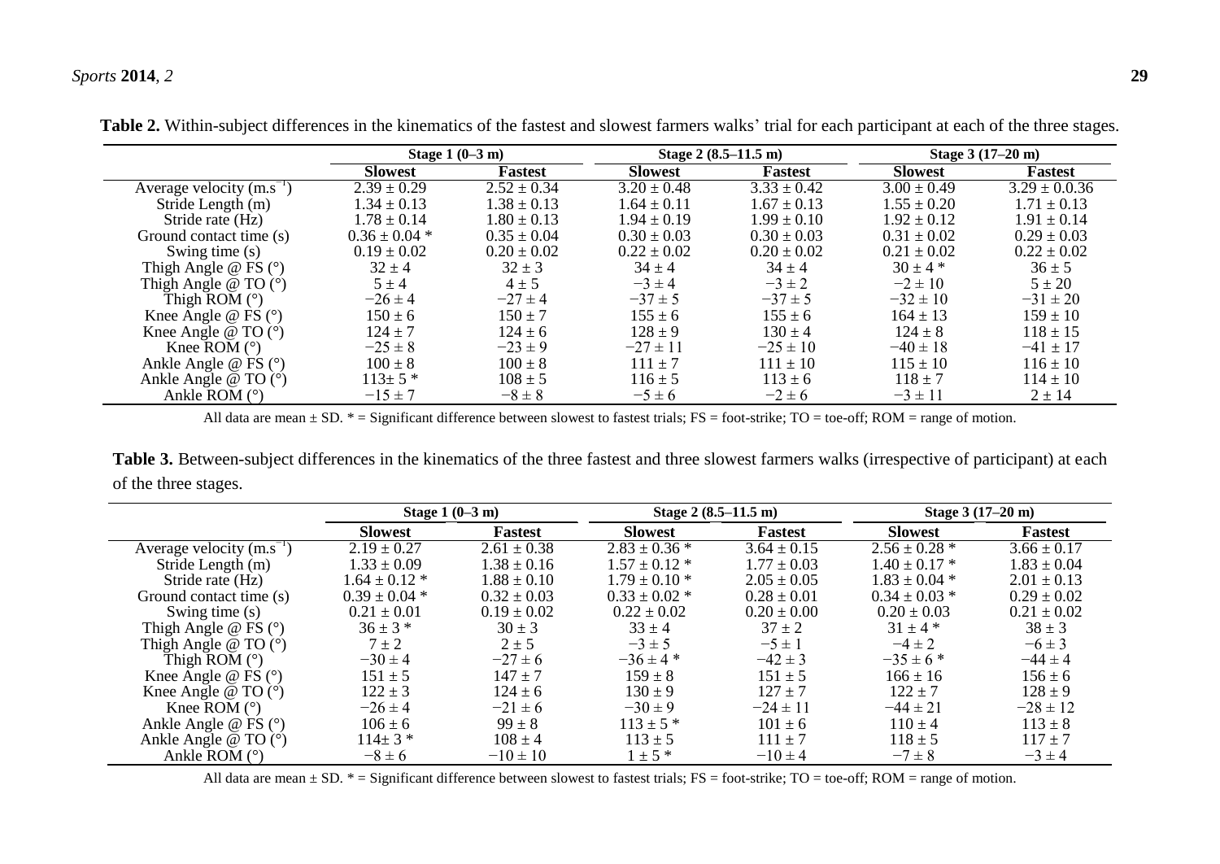**Table 2.** Within-subject differences in the kinematics of the fastest and slowest farmers walks' trial for each participant at each of the three stages.

| | Stage 1 (0–3 m) | | Stage 2 (8.5–11.5 m) | | Stage 3 (17–20 m) | |
|---|---|---|---|---|---|---|
| | **Slowest** | **Fastest** | **Slowest** | **Fastest** | **Slowest** | **Fastest** |
| Average velocity ($m.s^{-1}$) | 2.39 ± 0.29 | 2.52 ± 0.34 | 3.20 ± 0.48 | 3.33 ± 0.42 | 3.00 ± 0.49 | 3.29 ± 0.0.36 |
| Stride Length (m) | 1.34 ± 0.13 | 1.38 ± 0.13 | 1.64 ± 0.11 | 1.67 ± 0.13 | 1.55 ± 0.20 | 1.71 ± 0.13 |
| Stride rate (Hz) | 1.78 ± 0.14 | 1.80 ± 0.13 | 1.94 ± 0.19 | 1.99 ± 0.10 | 1.92 ± 0.12 | 1.91 ± 0.14 |
| Ground contact time (s) | 0.36 ± 0.04 * | 0.35 ± 0.04 | 0.30 ± 0.03 | 0.30 ± 0.03 | 0.31 ± 0.02 | 0.29 ± 0.03 |
| Swing time (s) | 0.19 ± 0.02 | 0.20 ± 0.02 | 0.22 ± 0.02 | 0.20 ± 0.02 | 0.21 ± 0.02 | 0.22 ± 0.02 |
| Thigh Angle @ FS (°) | 32 ± 4 | 32 ± 3 | 34 ± 4 | 34 ± 4 | 30 ± 4 * | 36 ± 5 |
| Thigh Angle @ TO (°) | 5 ± 4 | 4 ± 5 | −3 ± 4 | −3 ± 2 | −2 ± 10 | 5 ± 20 |
| Thigh ROM (°) | −26 ± 4 | −27 ± 4 | −37 ± 5 | −37 ± 5 | −32 ± 10 | −31 ± 20 |
| Knee Angle @ FS (°) | 150 ± 6 | 150 ± 7 | 155 ± 6 | 155 ± 6 | 164 ± 13 | 159 ± 10 |
| Knee Angle @ TO (°) | 124 ± 7 | 124 ± 6 | 128 ± 9 | 130 ± 4 | 124 ± 8 | 118 ± 15 |
| Knee ROM (°) | −25 ± 8 | −23 ± 9 | −27 ± 11 | −25 ± 10 | −40 ± 18 | −41 ± 17 |
| Ankle Angle @ FS (°) | 100 ± 8 | 100 ± 8 | 111 ± 7 | 111 ± 10 | 115 ± 10 | 116 ± 10 |
| Ankle Angle @ TO (°) | 113± 5 * | 108 ± 5 | 116 ± 5 | 113 ± 6 | 118 ± 7 | 114 ± 10 |
| Ankle ROM (°) | −15 ± 7 | −8 ± 8 | −5 ± 6 | −2 ± 6 | −3 ± 11 | 2 ± 14 |

All data are mean ± SD. * = Significant difference between slowest to fastest trials; FS = foot-strike; TO = toe-off; ROM = range of motion.

**Table 3.** Between-subject differences in the kinematics of the three fastest and three slowest farmers walks (irrespective of participant) at each of the three stages.

| | Stage 1 (0–3 m) | | Stage 2 (8.5–11.5 m) | | Stage 3 (17–20 m) | |
|---|---|---|---|---|---|---|
| | **Slowest** | **Fastest** | **Slowest** | **Fastest** | **Slowest** | **Fastest** |
| Average velocity ($m.s^{-1}$) | 2.19 ± 0.27 | 2.61 ± 0.38 | 2.83 ± 0.36 * | 3.64 ± 0.15 | 2.56 ± 0.28 * | 3.66 ± 0.17 |
| Stride Length (m) | 1.33 ± 0.09 | 1.38 ± 0.16 | 1.57 ± 0.12 * | 1.77 ± 0.03 | 1.40 ± 0.17 * | 1.83 ± 0.04 |
| Stride rate (Hz) | 1.64 ± 0.12 * | 1.88 ± 0.10 | 1.79 ± 0.10 * | 2.05 ± 0.05 | 1.83 ± 0.04 * | 2.01 ± 0.13 |
| Ground contact time (s) | 0.39 ± 0.04 * | 0.32 ± 0.03 | 0.33 ± 0.02 * | 0.28 ± 0.01 | 0.34 ± 0.03 * | 0.29 ± 0.02 |
| Swing time (s) | 0.21 ± 0.01 | 0.19 ± 0.02 | 0.22 ± 0.02 | 0.20 ± 0.00 | 0.20 ± 0.03 | 0.21 ± 0.02 |
| Thigh Angle @ FS (°) | 36 ± 3 * | 30 ± 3 | 33 ± 4 | 37 ± 2 | 31 ± 4 * | 38 ± 3 |
| Thigh Angle @ TO (°) | 7 ± 2 | 2 ± 5 | −3 ± 5 | −5 ± 1 | −4 ± 2 | −6 ± 3 |
| Thigh ROM (°) | −30 ± 4 | −27 ± 6 | −36 ± 4 * | −42 ± 3 | −35 ± 6 * | −44 ± 4 |
| Knee Angle @ FS (°) | 151 ± 5 | 147 ± 7 | 159 ± 8 | 151 ± 5 | 166 ± 16 | 156 ± 6 |
| Knee Angle @ TO (°) | 122 ± 3 | 124 ± 6 | 130 ± 9 | 127 ± 7 | 122 ± 7 | 128 ± 9 |
| Knee ROM (°) | −26 ± 4 | −21 ± 6 | −30 ± 9 | −24 ± 11 | −44 ± 21 | −28 ± 12 |
| Ankle Angle @ FS (°) | 106 ± 6 | 99 ± 8 | 113 ± 5 * | 101 ± 6 | 110 ± 4 | 113 ± 8 |
| Ankle Angle @ TO (°) | 114± 3 * | 108 ± 4 | 113 ± 5 | 111 ± 7 | 118 ± 5 | 117 ± 7 |
| Ankle ROM (°) | −8 ± 6 | −10 ± 10 | 1 ± 5 * | −10 ± 4 | −7 ± 8 | −3 ± 4 |

All data are mean ± SD. * = Significant difference between slowest to fastest trials; FS = foot-strike; TO = toe-off; ROM = range of motion.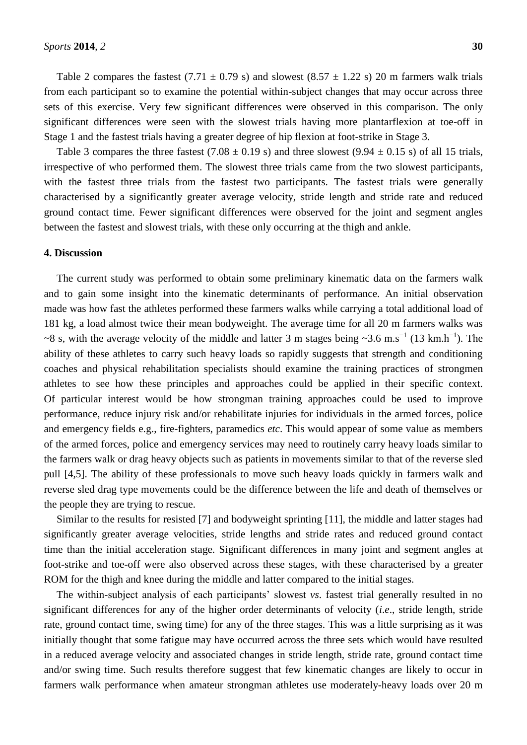Table 2 compares the fastest ($7.71 \pm 0.79$ s) and slowest ($8.57 \pm 1.22$ s) 20 m farmers walk trials from each participant so to examine the potential within-subject changes that may occur across three sets of this exercise. Very few significant differences were observed in this comparison. The only significant differences were seen with the slowest trials having more plantarflexion at toe-off in Stage 1 and the fastest trials having a greater degree of hip flexion at foot-strike in Stage 3.

Table 3 compares the three fastest ($7.08 \pm 0.19$ s) and three slowest ($9.94 \pm 0.15$ s) of all 15 trials, irrespective of who performed them. The slowest three trials came from the two slowest participants, with the fastest three trials from the fastest two participants. The fastest trials were generally characterised by a significantly greater average velocity, stride length and stride rate and reduced ground contact time. Fewer significant differences were observed for the joint and segment angles between the fastest and slowest trials, with these only occurring at the thigh and ankle.

## 4. Discussion

The current study was performed to obtain some preliminary kinematic data on the farmers walk and to gain some insight into the kinematic determinants of performance. An initial observation made was how fast the athletes performed these farmers walks while carrying a total additional load of 181 kg, a load almost twice their mean bodyweight. The average time for all 20 m farmers walks was ~8 s, with the average velocity of the middle and latter 3 m stages being ~3.6 $m.s^{-1}$ (13 $km.h^{-1}$). The ability of these athletes to carry such heavy loads so rapidly suggests that strength and conditioning coaches and physical rehabilitation specialists should examine the training practices of strongmen athletes to see how these principles and approaches could be applied in their specific context. Of particular interest would be how strongman training approaches could be used to improve performance, reduce injury risk and/or rehabilitate injuries for individuals in the armed forces, police and emergency fields e.g., fire-fighters, paramedics *etc*. This would appear of some value as members of the armed forces, police and emergency services may need to routinely carry heavy loads similar to the farmers walk or drag heavy objects such as patients in movements similar to that of the reverse sled pull [4,5]. The ability of these professionals to move such heavy loads quickly in farmers walk and reverse sled drag type movements could be the difference between the life and death of themselves or the people they are trying to rescue.

Similar to the results for resisted [7] and bodyweight sprinting [11], the middle and latter stages had significantly greater average velocities, stride lengths and stride rates and reduced ground contact time than the initial acceleration stage. Significant differences in many joint and segment angles at foot-strike and toe-off were also observed across these stages, with these characterised by a greater ROM for the thigh and knee during the middle and latter compared to the initial stages.

The within-subject analysis of each participants' slowest *vs*. fastest trial generally resulted in no significant differences for any of the higher order determinants of velocity (*i.e*., stride length, stride rate, ground contact time, swing time) for any of the three stages. This was a little surprising as it was initially thought that some fatigue may have occurred across the three sets which would have resulted in a reduced average velocity and associated changes in stride length, stride rate, ground contact time and/or swing time. Such results therefore suggest that few kinematic changes are likely to occur in farmers walk performance when amateur strongman athletes use moderately-heavy loads over 20 m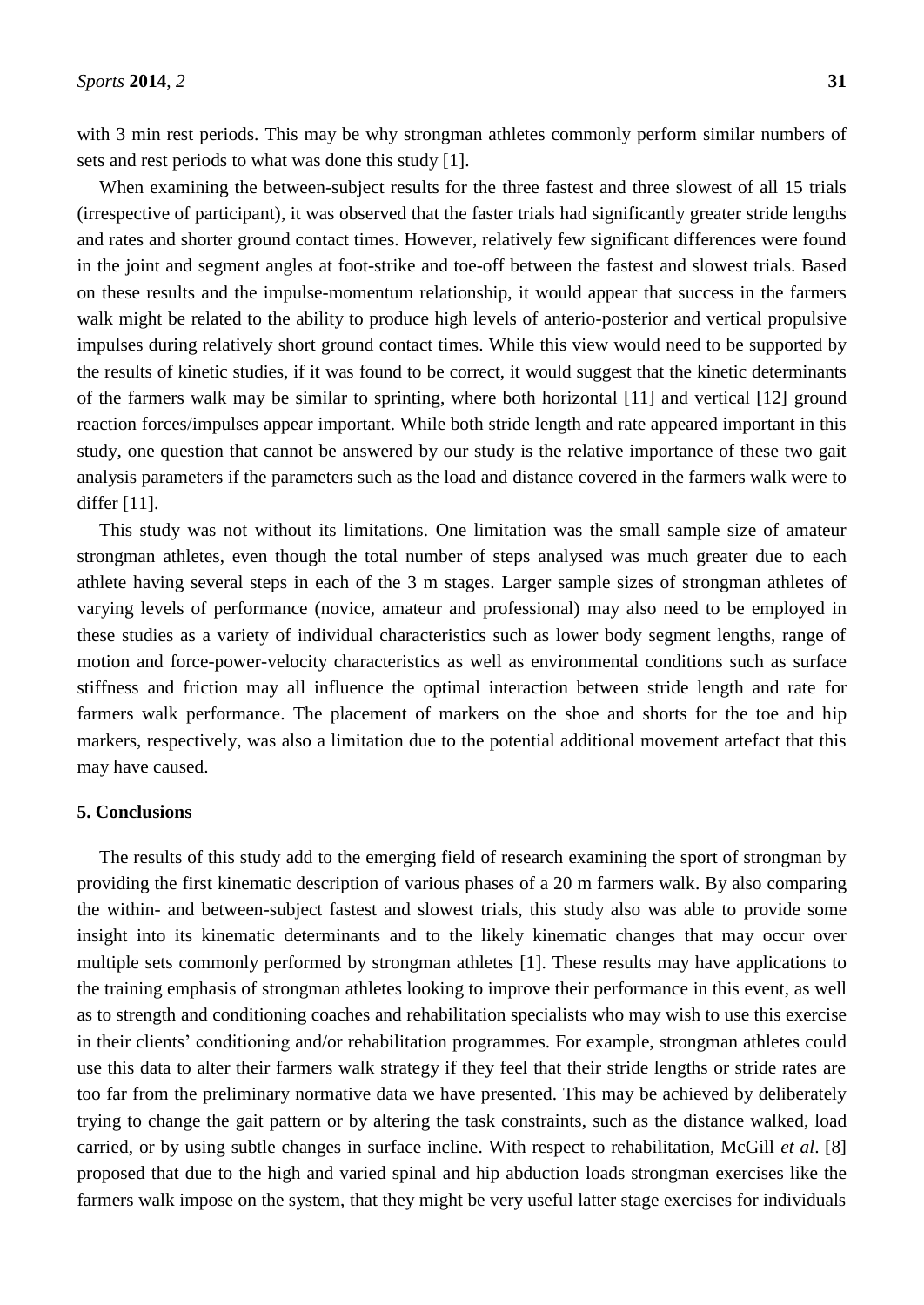with 3 min rest periods. This may be why strongman athletes commonly perform similar numbers of sets and rest periods to what was done this study [1].

When examining the between-subject results for the three fastest and three slowest of all 15 trials (irrespective of participant), it was observed that the faster trials had significantly greater stride lengths and rates and shorter ground contact times. However, relatively few significant differences were found in the joint and segment angles at foot-strike and toe-off between the fastest and slowest trials. Based on these results and the impulse-momentum relationship, it would appear that success in the farmers walk might be related to the ability to produce high levels of anterio-posterior and vertical propulsive impulses during relatively short ground contact times. While this view would need to be supported by the results of kinetic studies, if it was found to be correct, it would suggest that the kinetic determinants of the farmers walk may be similar to sprinting, where both horizontal [11] and vertical [12] ground reaction forces/impulses appear important. While both stride length and rate appeared important in this study, one question that cannot be answered by our study is the relative importance of these two gait analysis parameters if the parameters such as the load and distance covered in the farmers walk were to differ [11].

This study was not without its limitations. One limitation was the small sample size of amateur strongman athletes, even though the total number of steps analysed was much greater due to each athlete having several steps in each of the 3 m stages. Larger sample sizes of strongman athletes of varying levels of performance (novice, amateur and professional) may also need to be employed in these studies as a variety of individual characteristics such as lower body segment lengths, range of motion and force-power-velocity characteristics as well as environmental conditions such as surface stiffness and friction may all influence the optimal interaction between stride length and rate for farmers walk performance. The placement of markers on the shoe and shorts for the toe and hip markers, respectively, was also a limitation due to the potential additional movement artefact that this may have caused.

## 5. Conclusions

The results of this study add to the emerging field of research examining the sport of strongman by providing the first kinematic description of various phases of a 20 m farmers walk. By also comparing the within- and between-subject fastest and slowest trials, this study also was able to provide some insight into its kinematic determinants and to the likely kinematic changes that may occur over multiple sets commonly performed by strongman athletes [1]. These results may have applications to the training emphasis of strongman athletes looking to improve their performance in this event, as well as to strength and conditioning coaches and rehabilitation specialists who may wish to use this exercise in their clients' conditioning and/or rehabilitation programmes. For example, strongman athletes could use this data to alter their farmers walk strategy if they feel that their stride lengths or stride rates are too far from the preliminary normative data we have presented. This may be achieved by deliberately trying to change the gait pattern or by altering the task constraints, such as the distance walked, load carried, or by using subtle changes in surface incline. With respect to rehabilitation, McGill *et al*. [8] proposed that due to the high and varied spinal and hip abduction loads strongman exercises like the farmers walk impose on the system, that they might be very useful latter stage exercises for individuals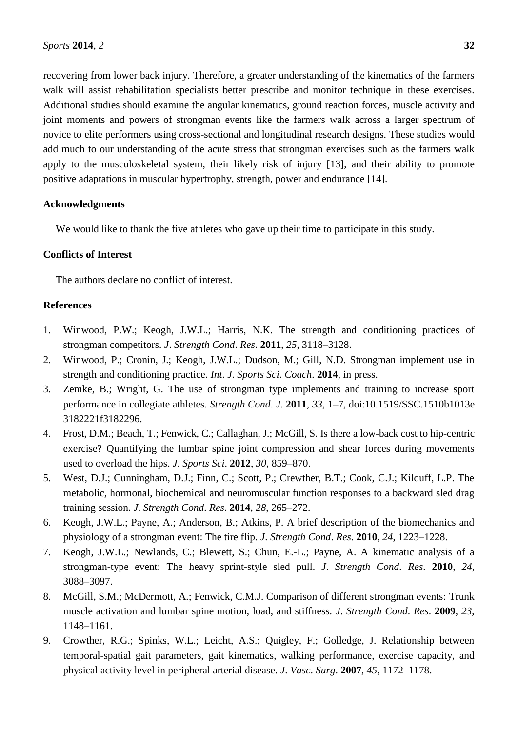recovering from lower back injury. Therefore, a greater understanding of the kinematics of the farmers walk will assist rehabilitation specialists better prescribe and monitor technique in these exercises. Additional studies should examine the angular kinematics, ground reaction forces, muscle activity and joint moments and powers of strongman events like the farmers walk across a larger spectrum of novice to elite performers using cross-sectional and longitudinal research designs. These studies would add much to our understanding of the acute stress that strongman exercises such as the farmers walk apply to the musculoskeletal system, their likely risk of injury [13], and their ability to promote positive adaptations in muscular hypertrophy, strength, power and endurance [14].

## Acknowledgments

We would like to thank the five athletes who gave up their time to participate in this study.

## Conflicts of Interest

The authors declare no conflict of interest.

## References

1. Winwood, P.W.; Keogh, J.W.L.; Harris, N.K. The strength and conditioning practices of strongman competitors. *J*. *Strength Cond*. *Res*. **2011**, *25*, 3118–3128.
2. Winwood, P.; Cronin, J.; Keogh, J.W.L.; Dudson, M.; Gill, N.D. Strongman implement use in strength and conditioning practice. *Int*. *J*. *Sports Sci*. *Coach*. **2014**, in press.
3. Zemke, B.; Wright, G. The use of strongman type implements and training to increase sport performance in collegiate athletes. *Strength Cond*. *J*. **2011**, *33*, 1–7, doi:10.1519/SSC.1510b1013e3182221f3182296.
4. Frost, D.M.; Beach, T.; Fenwick, C.; Callaghan, J.; McGill, S. Is there a low-back cost to hip-centric exercise? Quantifying the lumbar spine joint compression and shear forces during movements used to overload the hips. *J*. *Sports Sci*. **2012**, *30*, 859–870.
5. West, D.J.; Cunningham, D.J.; Finn, C.; Scott, P.; Crewther, B.T.; Cook, C.J.; Kilduff, L.P. The metabolic, hormonal, biochemical and neuromuscular function responses to a backward sled drag training session. *J*. *Strength Cond*. *Res*. **2014**, *28*, 265–272.
6. Keogh, J.W.L.; Payne, A.; Anderson, B.; Atkins, P. A brief description of the biomechanics and physiology of a strongman event: The tire flip. *J*. *Strength Cond*. *Res*. **2010**, *24*, 1223–1228.
7. Keogh, J.W.L.; Newlands, C.; Blewett, S.; Chun, E.-L.; Payne, A. A kinematic analysis of a strongman-type event: The heavy sprint-style sled pull. *J*. *Strength Cond*. *Res*. **2010**, *24*, 3088–3097.
8. McGill, S.M.; McDermott, A.; Fenwick, C.M.J. Comparison of different strongman events: Trunk muscle activation and lumbar spine motion, load, and stiffness. *J*. *Strength Cond*. *Res*. **2009**, *23*, 1148–1161.
9. Crowther, R.G.; Spinks, W.L.; Leicht, A.S.; Quigley, F.; Golledge, J. Relationship between temporal-spatial gait parameters, gait kinematics, walking performance, exercise capacity, and physical activity level in peripheral arterial disease. *J*. *Vasc*. *Surg*. **2007**, *45*, 1172–1178.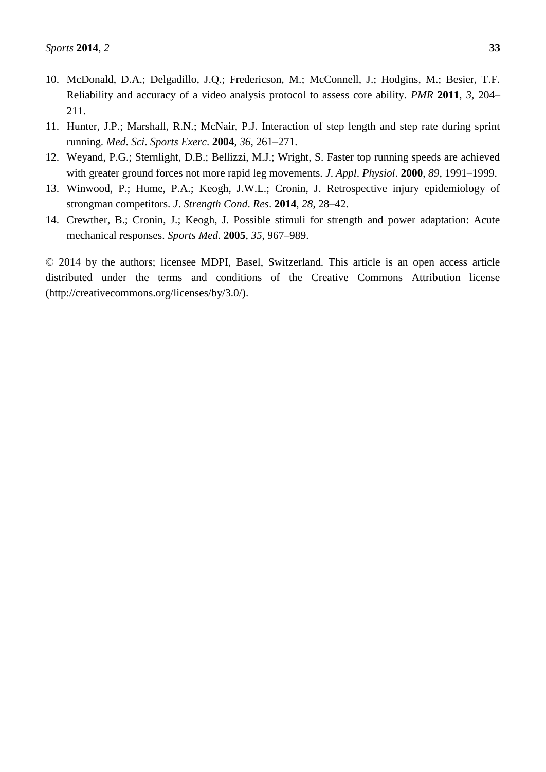10. McDonald, D.A.; Delgadillo, J.Q.; Fredericson, M.; McConnell, J.; Hodgins, M.; Besier, T.F. Reliability and accuracy of a video analysis protocol to assess core ability. *PMR* **2011**, *3*, 204–211.
11. Hunter, J.P.; Marshall, R.N.; McNair, P.J. Interaction of step length and step rate during sprint running. *Med*. *Sci*. *Sports Exerc*. **2004**, *36*, 261–271.
12. Weyand, P.G.; Sternlight, D.B.; Bellizzi, M.J.; Wright, S. Faster top running speeds are achieved with greater ground forces not more rapid leg movements. *J*. *Appl*. *Physiol*. **2000**, *89*, 1991–1999.
13. Winwood, P.; Hume, P.A.; Keogh, J.W.L.; Cronin, J. Retrospective injury epidemiology of strongman competitors. *J*. *Strength Cond*. *Res*. **2014**, *28*, 28–42.
14. Crewther, B.; Cronin, J.; Keogh, J. Possible stimuli for strength and power adaptation: Acute mechanical responses. *Sports Med*. **2005**, *35*, 967–989.

© 2014 by the authors; licensee MDPI, Basel, Switzerland. This article is an open access article distributed under the terms and conditions of the Creative Commons Attribution license (http://creativecommons.org/licenses/by/3.0/).